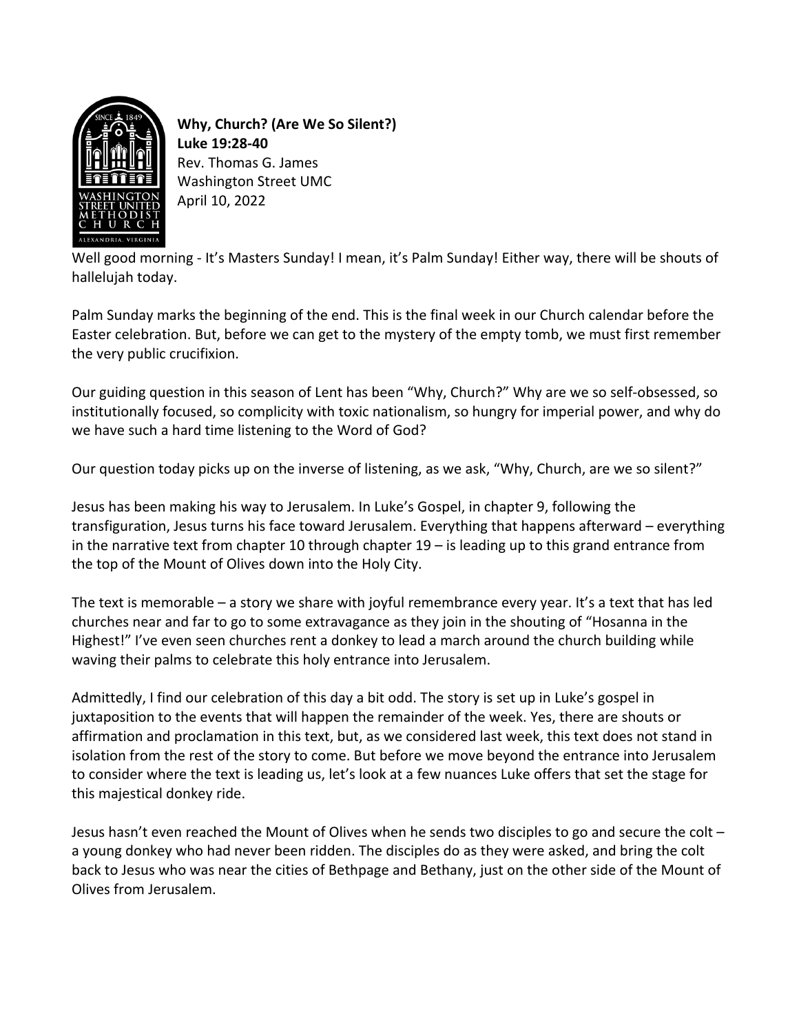**Why, Church? (Are We So Silent?)**
**Luke 19:28-40**
Rev. Thomas G. James
Washington Street UMC
April 10, 2022

Well good morning - It's Masters Sunday! I mean, it's Palm Sunday! Either way, there will be shouts of hallelujah today.

Palm Sunday marks the beginning of the end. This is the final week in our Church calendar before the Easter celebration. But, before we can get to the mystery of the empty tomb, we must first remember the very public crucifixion.

Our guiding question in this season of Lent has been "Why, Church?" Why are we so self-obsessed, so institutionally focused, so complicity with toxic nationalism, so hungry for imperial power, and why do we have such a hard time listening to the Word of God?

Our question today picks up on the inverse of listening, as we ask, "Why, Church, are we so silent?"

Jesus has been making his way to Jerusalem. In Luke's Gospel, in chapter 9, following the transfiguration, Jesus turns his face toward Jerusalem. Everything that happens afterward – everything in the narrative text from chapter 10 through chapter 19 – is leading up to this grand entrance from the top of the Mount of Olives down into the Holy City.

The text is memorable – a story we share with joyful remembrance every year. It's a text that has led churches near and far to go to some extravagance as they join in the shouting of "Hosanna in the Highest!" I've even seen churches rent a donkey to lead a march around the church building while waving their palms to celebrate this holy entrance into Jerusalem.

Admittedly, I find our celebration of this day a bit odd. The story is set up in Luke's gospel in juxtaposition to the events that will happen the remainder of the week. Yes, there are shouts or affirmation and proclamation in this text, but, as we considered last week, this text does not stand in isolation from the rest of the story to come. But before we move beyond the entrance into Jerusalem to consider where the text is leading us, let's look at a few nuances Luke offers that set the stage for this majestical donkey ride.

Jesus hasn't even reached the Mount of Olives when he sends two disciples to go and secure the colt – a young donkey who had never been ridden. The disciples do as they were asked, and bring the colt back to Jesus who was near the cities of Bethpage and Bethany, just on the other side of the Mount of Olives from Jerusalem.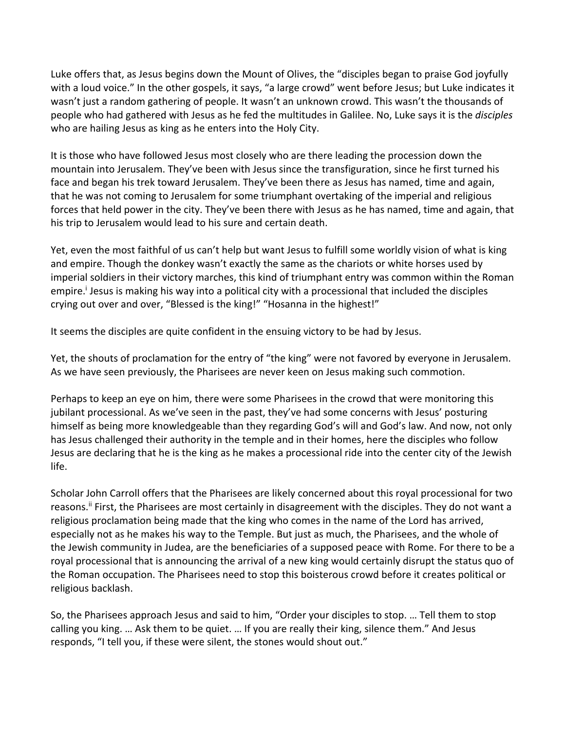Luke offers that, as Jesus begins down the Mount of Olives, the "disciples began to praise God joyfully with a loud voice." In the other gospels, it says, "a large crowd" went before Jesus; but Luke indicates it wasn't just a random gathering of people. It wasn't an unknown crowd. This wasn't the thousands of people who had gathered with Jesus as he fed the multitudes in Galilee. No, Luke says it is the *disciples* who are hailing Jesus as king as he enters into the Holy City.

It is those who have followed Jesus most closely who are there leading the procession down the mountain into Jerusalem. They've been with Jesus since the transfiguration, since he first turned his face and began his trek toward Jerusalem. They've been there as Jesus has named, time and again, that he was not coming to Jerusalem for some triumphant overtaking of the imperial and religious forces that held power in the city. They've been there with Jesus as he has named, time and again, that his trip to Jerusalem would lead to his sure and certain death.

Yet, even the most faithful of us can't help but want Jesus to fulfill some worldly vision of what is king and empire. Though the donkey wasn't exactly the same as the chariots or white horses used by imperial soldiers in their victory marches, this kind of triumphant entry was common within the Roman empire.[i] Jesus is making his way into a political city with a processional that included the disciples crying out over and over, "Blessed is the king!" "Hosanna in the highest!"

It seems the disciples are quite confident in the ensuing victory to be had by Jesus.

Yet, the shouts of proclamation for the entry of "the king" were not favored by everyone in Jerusalem. As we have seen previously, the Pharisees are never keen on Jesus making such commotion.

Perhaps to keep an eye on him, there were some Pharisees in the crowd that were monitoring this jubilant processional. As we've seen in the past, they've had some concerns with Jesus' posturing himself as being more knowledgeable than they regarding God's will and God's law. And now, not only has Jesus challenged their authority in the temple and in their homes, here the disciples who follow Jesus are declaring that he is the king as he makes a processional ride into the center city of the Jewish life.

Scholar John Carroll offers that the Pharisees are likely concerned about this royal processional for two reasons.[ii] First, the Pharisees are most certainly in disagreement with the disciples. They do not want a religious proclamation being made that the king who comes in the name of the Lord has arrived, especially not as he makes his way to the Temple. But just as much, the Pharisees, and the whole of the Jewish community in Judea, are the beneficiaries of a supposed peace with Rome. For there to be a royal processional that is announcing the arrival of a new king would certainly disrupt the status quo of the Roman occupation. The Pharisees need to stop this boisterous crowd before it creates political or religious backlash.

So, the Pharisees approach Jesus and said to him, "Order your disciples to stop. … Tell them to stop calling you king. … Ask them to be quiet. … If you are really their king, silence them." And Jesus responds, "I tell you, if these were silent, the stones would shout out."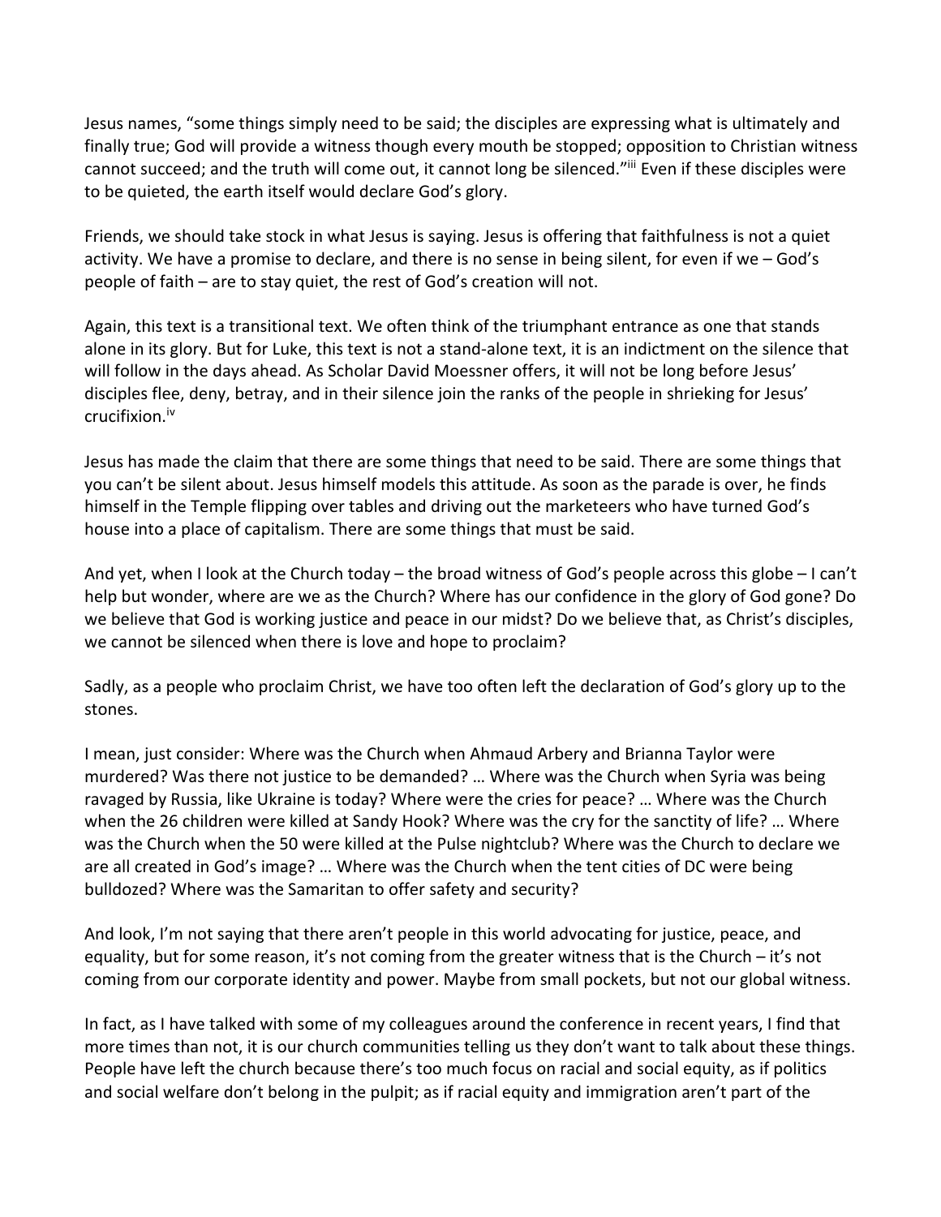Jesus names, "some things simply need to be said; the disciples are expressing what is ultimately and finally true; God will provide a witness though every mouth be stopped; opposition to Christian witness cannot succeed; and the truth will come out, it cannot long be silenced."[iii] Even if these disciples were to be quieted, the earth itself would declare God's glory.

Friends, we should take stock in what Jesus is saying. Jesus is offering that faithfulness is not a quiet activity. We have a promise to declare, and there is no sense in being silent, for even if we – God's people of faith – are to stay quiet, the rest of God's creation will not.

Again, this text is a transitional text. We often think of the triumphant entrance as one that stands alone in its glory. But for Luke, this text is not a stand-alone text, it is an indictment on the silence that will follow in the days ahead. As Scholar David Moessner offers, it will not be long before Jesus' disciples flee, deny, betray, and in their silence join the ranks of the people in shrieking for Jesus' crucifixion.[iv]

Jesus has made the claim that there are some things that need to be said. There are some things that you can't be silent about. Jesus himself models this attitude. As soon as the parade is over, he finds himself in the Temple flipping over tables and driving out the marketeers who have turned God's house into a place of capitalism. There are some things that must be said.

And yet, when I look at the Church today – the broad witness of God's people across this globe – I can't help but wonder, where are we as the Church? Where has our confidence in the glory of God gone? Do we believe that God is working justice and peace in our midst? Do we believe that, as Christ's disciples, we cannot be silenced when there is love and hope to proclaim?

Sadly, as a people who proclaim Christ, we have too often left the declaration of God's glory up to the stones.

I mean, just consider: Where was the Church when Ahmaud Arbery and Brianna Taylor were murdered? Was there not justice to be demanded? … Where was the Church when Syria was being ravaged by Russia, like Ukraine is today? Where were the cries for peace? … Where was the Church when the 26 children were killed at Sandy Hook? Where was the cry for the sanctity of life? … Where was the Church when the 50 were killed at the Pulse nightclub? Where was the Church to declare we are all created in God's image? … Where was the Church when the tent cities of DC were being bulldozed? Where was the Samaritan to offer safety and security?

And look, I'm not saying that there aren't people in this world advocating for justice, peace, and equality, but for some reason, it's not coming from the greater witness that is the Church – it's not coming from our corporate identity and power. Maybe from small pockets, but not our global witness.

In fact, as I have talked with some of my colleagues around the conference in recent years, I find that more times than not, it is our church communities telling us they don't want to talk about these things. People have left the church because there's too much focus on racial and social equity, as if politics and social welfare don't belong in the pulpit; as if racial equity and immigration aren't part of the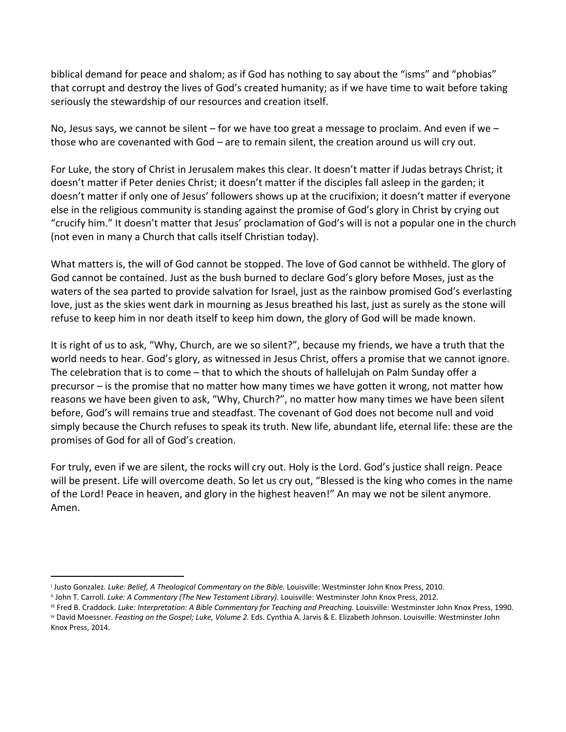biblical demand for peace and shalom; as if God has nothing to say about the "isms" and "phobias" that corrupt and destroy the lives of God's created humanity; as if we have time to wait before taking seriously the stewardship of our resources and creation itself.

No, Jesus says, we cannot be silent – for we have too great a message to proclaim. And even if we – those who are covenanted with God – are to remain silent, the creation around us will cry out.

For Luke, the story of Christ in Jerusalem makes this clear. It doesn't matter if Judas betrays Christ; it doesn't matter if Peter denies Christ; it doesn't matter if the disciples fall asleep in the garden; it doesn't matter if only one of Jesus' followers shows up at the crucifixion; it doesn't matter if everyone else in the religious community is standing against the promise of God's glory in Christ by crying out "crucify him." It doesn't matter that Jesus' proclamation of God's will is not a popular one in the church (not even in many a Church that calls itself Christian today).

What matters is, the will of God cannot be stopped. The love of God cannot be withheld. The glory of God cannot be contained. Just as the bush burned to declare God's glory before Moses, just as the waters of the sea parted to provide salvation for Israel, just as the rainbow promised God's everlasting love, just as the skies went dark in mourning as Jesus breathed his last, just as surely as the stone will refuse to keep him in nor death itself to keep him down, the glory of God will be made known.

It is right of us to ask, "Why, Church, are we so silent?", because my friends, we have a truth that the world needs to hear. God's glory, as witnessed in Jesus Christ, offers a promise that we cannot ignore. The celebration that is to come – that to which the shouts of hallelujah on Palm Sunday offer a precursor – is the promise that no matter how many times we have gotten it wrong, not matter how reasons we have been given to ask, "Why, Church?", no matter how many times we have been silent before, God's will remains true and steadfast. The covenant of God does not become null and void simply because the Church refuses to speak its truth. New life, abundant life, eternal life: these are the promises of God for all of God's creation.

For truly, even if we are silent, the rocks will cry out. Holy is the Lord. God's justice shall reign. Peace will be present. Life will overcome death. So let us cry out, "Blessed is the king who comes in the name of the Lord! Peace in heaven, and glory in the highest heaven!" An may we not be silent anymore. Amen.

---

[i] Justo Gonzalez. *Luke: Belief, A Theological Commentary on the Bible.* Louisville: Westminster John Knox Press, 2010.

[ii] John T. Carroll. *Luke: A Commentary (The New Testament Library).* Louisville: Westminster John Knox Press, 2012.

[iii] Fred B. Craddock. *Luke: Interpretation: A Bible Commentary for Teaching and Preaching.* Louisville: Westminster John Knox Press, 1990.

[iv] David Moessner. *Feasting on the Gospel; Luke, Volume 2.* Eds. Cynthia A. Jarvis & E. Elizabeth Johnson. Louisville: Westminster John Knox Press, 2014.